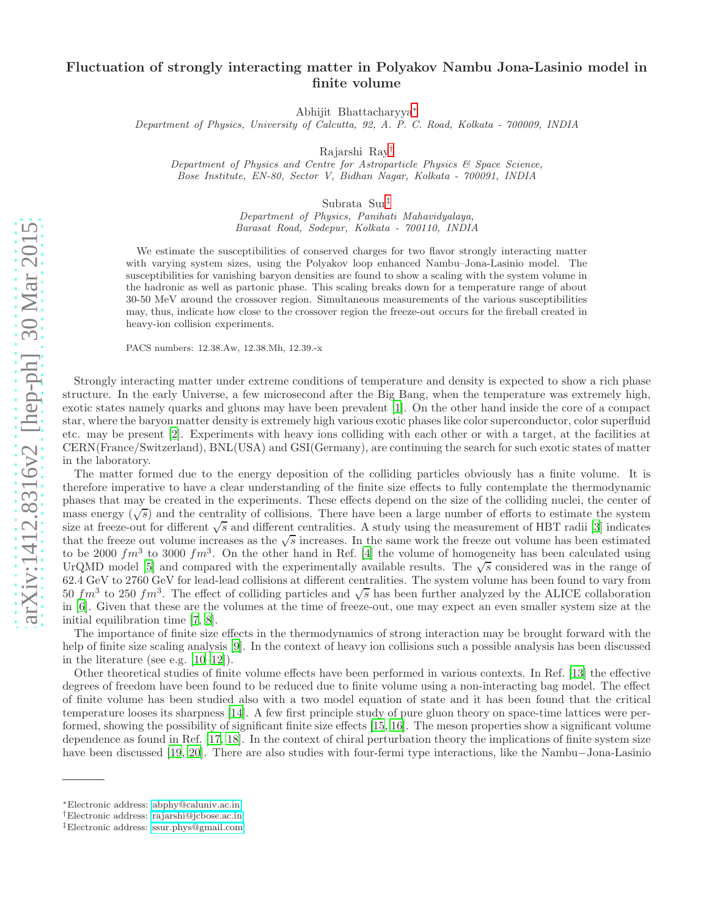# Fluctuation of strongly interacting matter in Polyakov Nambu Jona-Lasinio model in finite volume

Abhijit Bhattacharyya*

*Department of Physics, University of Calcutta, 92, A. P. C. Road, Kolkata - 700009, INDIA*

Rajarshi Ray†

*Department of Physics and Centre for Astroparticle Physics & Space Science, Bose Institute, EN-80, Sector V, Bidhan Nagar, Kolkata - 700091, INDIA*

Subrata Sur‡

*Department of Physics, Panihati Mahavidyalaya, Barasat Road, Sodepur, Kolkata - 700110, INDIA*

We estimate the susceptibilities of conserved charges for two flavor strongly interacting matter with varying system sizes, using the Polyakov loop enhanced Nambu–Jona-Lasinio model. The susceptibilities for vanishing baryon densities are found to show a scaling with the system volume in the hadronic as well as partonic phase. This scaling breaks down for a temperature range of about 30-50 MeV around the crossover region. Simultaneous measurements of the various susceptibilities may, thus, indicate how close to the crossover region the freeze-out occurs for the fireball created in heavy-ion collision experiments.

PACS numbers: 12.38.Aw, 12.38.Mh, 12.39.-x

Strongly interacting matter under extreme conditions of temperature and density is expected to show a rich phase structure. In the early Universe, a few microsecond after the Big Bang, when the temperature was extremely high, exotic states namely quarks and gluons may have been prevalent [1]. On the other hand inside the core of a compact star, where the baryon matter density is extremely high various exotic phases like color superconductor, color superfluid etc. may be present [2]. Experiments with heavy ions colliding with each other or with a target, at the facilities at CERN(France/Switzerland), BNL(USA) and GSI(Germany), are continuing the search for such exotic states of matter in the laboratory.

The matter formed due to the energy deposition of the colliding particles obviously has a finite volume. It is therefore imperative to have a clear understanding of the finite size effects to fully contemplate the thermodynamic phases that may be created in the experiments. These effects depend on the size of the colliding nuclei, the center of mass energy ($\sqrt{s}$) and the centrality of collisions. There have been a large number of efforts to estimate the system size at freeze-out for different $\sqrt{s}$ and different centralities. A study using the measurement of HBT radii [3] indicates that the freeze out volume increases as the $\sqrt{s}$ increases. In the same work the freeze out volume has been estimated to be 2000 $fm^3$ to 3000 $fm^3$. On the other hand in Ref. [4] the volume of homogeneity has been calculated using UrQMD model [5] and compared with the experimentally available results. The $\sqrt{s}$ considered was in the range of 62.4 GeV to 2760 GeV for lead-lead collisions at different centralities. The system volume has been found to vary from 50 $fm^3$ to 250 $fm^3$. The effect of colliding particles and $\sqrt{s}$ has been further analyzed by the ALICE collaboration in [6]. Given that these are the volumes at the time of freeze-out, one may expect an even smaller system size at the initial equilibration time [7, 8].

The importance of finite size effects in the thermodynamics of strong interaction may be brought forward with the help of finite size scaling analysis [9]. In the context of heavy ion collisions such a possible analysis has been discussed in the literature (see e.g. [10–12]).

Other theoretical studies of finite volume effects have been performed in various contexts. In Ref. [13] the effective degrees of freedom have been found to be reduced due to finite volume using a non-interacting bag model. The effect of finite volume has been studied also with a two model equation of state and it has been found that the critical temperature looses its sharpness [14]. A few first principle study of pure gluon theory on space-time lattices were performed, showing the possibility of significant finite size effects [15, 16]. The meson properties show a significant volume dependence as found in Ref. [17, 18]. In the context of chiral perturbation theory the implications of finite system size have been discussed [19, 20]. There are also studies with four-fermi type interactions, like the Nambu−Jona-Lasinio

---

*Electronic address: abphy@caluniv.ac.in
†Electronic address: rajarshi@jcbose.ac.in
‡Electronic address: ssur.phys@gmail.com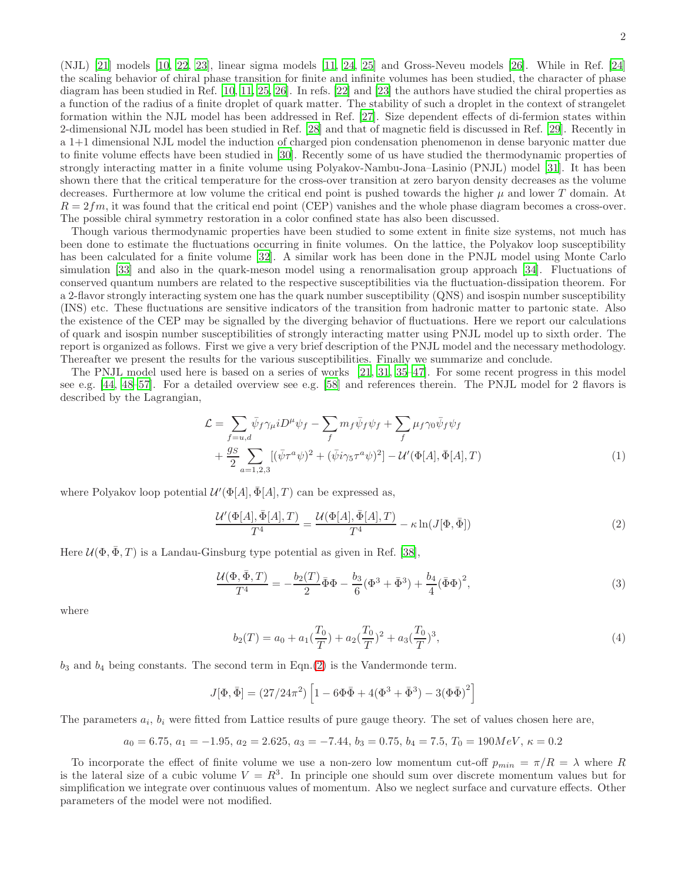(NJL) [21] models [10, 22, 23], linear sigma models [11, 24, 25] and Gross-Neveu models [26]. While in Ref. [24] the scaling behavior of chiral phase transition for finite and infinite volumes has been studied, the character of phase diagram has been studied in Ref. [10, 11, 25, 26]. In refs. [22] and [23] the authors have studied the chiral properties as a function of the radius of a finite droplet of quark matter. The stability of such a droplet in the context of strangelet formation within the NJL model has been addressed in Ref. [27]. Size dependent effects of di-fermion states within 2-dimensional NJL model has been studied in Ref. [28] and that of magnetic field is discussed in Ref. [29]. Recently in a 1+1 dimensional NJL model the induction of charged pion condensation phenomenon in dense baryonic matter due to finite volume effects have been studied in [30]. Recently some of us have studied the thermodynamic properties of strongly interacting matter in a finite volume using Polyakov-Nambu-Jona–Lasinio (PNJL) model [31]. It has been shown there that the critical temperature for the cross-over transition at zero baryon density decreases as the volume decreases. Furthermore at low volume the critical end point is pushed towards the higher $\mu$ and lower $T$ domain. At $R = 2fm$, it was found that the critical end point (CEP) vanishes and the whole phase diagram becomes a cross-over. The possible chiral symmetry restoration in a color confined state has also been discussed.

Though various thermodynamic properties have been studied to some extent in finite size systems, not much has been done to estimate the fluctuations occurring in finite volumes. On the lattice, the Polyakov loop susceptibility has been calculated for a finite volume [32]. A similar work has been done in the PNJL model using Monte Carlo simulation [33] and also in the quark-meson model using a renormalisation group approach [34]. Fluctuations of conserved quantum numbers are related to the respective susceptibilities via the fluctuation-dissipation theorem. For a 2-flavor strongly interacting system one has the quark number susceptibility (QNS) and isospin number susceptibility (INS) etc. These fluctuations are sensitive indicators of the transition from hadronic matter to partonic state. Also the existence of the CEP may be signalled by the diverging behavior of fluctuations. Here we report our calculations of quark and isospin number susceptibilities of strongly interacting matter using PNJL model up to sixth order. The report is organized as follows. First we give a very brief description of the PNJL model and the necessary methodology. Thereafter we present the results for the various susceptibilities. Finally we summarize and conclude.

The PNJL model used here is based on a series of works [21, 31, 35–47]. For some recent progress in this model see e.g. [44, 48–57]. For a detailed overview see e.g. [58] and references therein. The PNJL model for 2 flavors is described by the Lagrangian,

$$\mathcal{L} = \sum_{f=u,d} \bar{\psi}_f \gamma_\mu i D^\mu \psi_f - \sum_f m_f \bar{\psi}_f \psi_f + \sum_f \mu_f \gamma_0 \bar{\psi}_f \psi_f + \frac{g_S}{2} \sum_{a=1,2,3} [(\bar{\psi}\tau^a\psi)^2 + (\bar{\psi} i\gamma_5 \tau^a \psi)^2] - \mathcal{U}'(\Phi[A], \bar{\Phi}[A], T) \tag{1}$$

where Polyakov loop potential $\mathcal{U}'(\Phi[A], \bar{\Phi}[A], T)$ can be expressed as,

$$\frac{\mathcal{U}'(\Phi[A], \bar{\Phi}[A], T)}{T^4} = \frac{\mathcal{U}(\Phi[A], \bar{\Phi}[A], T)}{T^4} - \kappa \ln(J[\Phi, \bar{\Phi}]) \tag{2}$$

Here $\mathcal{U}(\Phi, \bar{\Phi}, T)$ is a Landau-Ginsburg type potential as given in Ref. [38],

$$\frac{\mathcal{U}(\Phi, \bar{\Phi}, T)}{T^4} = -\frac{b_2(T)}{2}\bar{\Phi}\Phi - \frac{b_3}{6}(\Phi^3 + \bar{\Phi}^3) + \frac{b_4}{4}(\bar{\Phi}\Phi)^2, \tag{3}$$

where

$$b_2(T) = a_0 + a_1(\frac{T_0}{T}) + a_2(\frac{T_0}{T})^2 + a_3(\frac{T_0}{T})^3, \tag{4}$$

$b_3$ and $b_4$ being constants. The second term in Eqn.(2) is the Vandermonde term.

$$J[\Phi, \bar{\Phi}] = (27/24\pi^2)\left[1 - 6\Phi\bar{\Phi} + 4(\Phi^3 + \bar{\Phi}^3) - 3(\Phi\bar{\Phi})^2\right]$$

The parameters $a_i$, $b_i$ were fitted from Lattice results of pure gauge theory. The set of values chosen here are,

$$a_0 = 6.75,\ a_1 = -1.95,\ a_2 = 2.625,\ a_3 = -7.44,\ b_3 = 0.75,\ b_4 = 7.5,\ T_0 = 190 MeV,\ \kappa = 0.2$$

To incorporate the effect of finite volume we use a non-zero low momentum cut-off $p_{min} = \pi/R = \lambda$ where $R$ is the lateral size of a cubic volume $V = R^3$. In principle one should sum over discrete momentum values but for simplification we integrate over continuous values of momentum. Also we neglect surface and curvature effects. Other parameters of the model were not modified.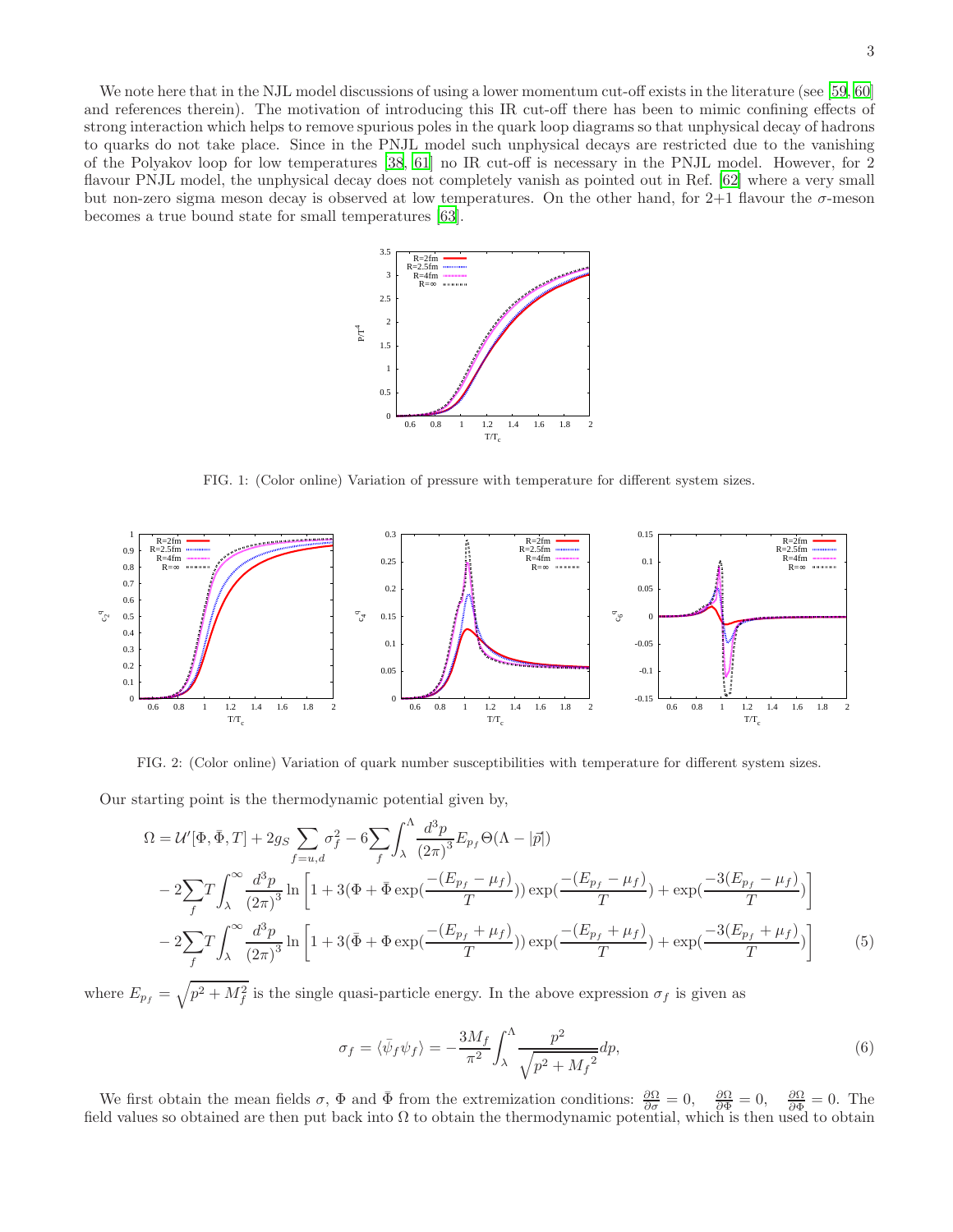We note here that in the NJL model discussions of using a lower momentum cut-off exists in the literature (see [59, 60] and references therein). The motivation of introducing this IR cut-off there has been to mimic confining effects of strong interaction which helps to remove spurious poles in the quark loop diagrams so that unphysical decay of hadrons to quarks do not take place. Since in the PNJL model such unphysical decays are restricted due to the vanishing of the Polyakov loop for low temperatures [38, 61] no IR cut-off is necessary in the PNJL model. However, for 2 flavour PNJL model, the unphysical decay does not completely vanish as pointed out in Ref. [62] where a very small but non-zero sigma meson decay is observed at low temperatures. On the other hand, for 2+1 flavour the $\sigma$-meson becomes a true bound state for small temperatures [63].

FIG. 1: (Color online) Variation of pressure with temperature for different system sizes.

FIG. 2: (Color online) Variation of quark number susceptibilities with temperature for different system sizes.

Our starting point is the thermodynamic potential given by,

$$\Omega = \mathcal{U}'[\Phi, \bar{\Phi}, T] + 2g_S \sum_{f=u,d} \sigma_f^2 - 6\sum_f \int_\lambda^\Lambda \frac{d^3p}{(2\pi)^3} E_{p_f} \Theta(\Lambda - |\vec{p}|)$$
$$- 2\sum_f T \int_\lambda^\infty \frac{d^3p}{(2\pi)^3} \ln\left[1 + 3(\Phi + \bar{\Phi}\exp(\frac{-(E_{p_f} - \mu_f)}{T}))\exp(\frac{-(E_{p_f} - \mu_f)}{T}) + \exp(\frac{-3(E_{p_f} - \mu_f)}{T})\right]$$
$$- 2\sum_f T \int_\lambda^\infty \frac{d^3p}{(2\pi)^3} \ln\left[1 + 3(\bar{\Phi} + \Phi\exp(\frac{-(E_{p_f} + \mu_f)}{T}))\exp(\frac{-(E_{p_f} + \mu_f)}{T}) + \exp(\frac{-3(E_{p_f} + \mu_f)}{T})\right] \quad (5)$$

where $E_{p_f} = \sqrt{p^2 + M_f^2}$ is the single quasi-particle energy. In the above expression $\sigma_f$ is given as

$$\sigma_f = \langle \bar{\psi}_f \psi_f \rangle = -\frac{3M_f}{\pi^2} \int_\lambda^\Lambda \frac{p^2}{\sqrt{p^2 + {M_f}^2}} dp, \quad (6)$$

We first obtain the mean fields $\sigma$, $\Phi$ and $\bar{\Phi}$ from the extremization conditions: $\frac{\partial\Omega}{\partial\sigma} = 0, \quad \frac{\partial\Omega}{\partial\Phi} = 0, \quad \frac{\partial\Omega}{\partial\bar{\Phi}} = 0$. The field values so obtained are then put back into $\Omega$ to obtain the thermodynamic potential, which is then used to obtain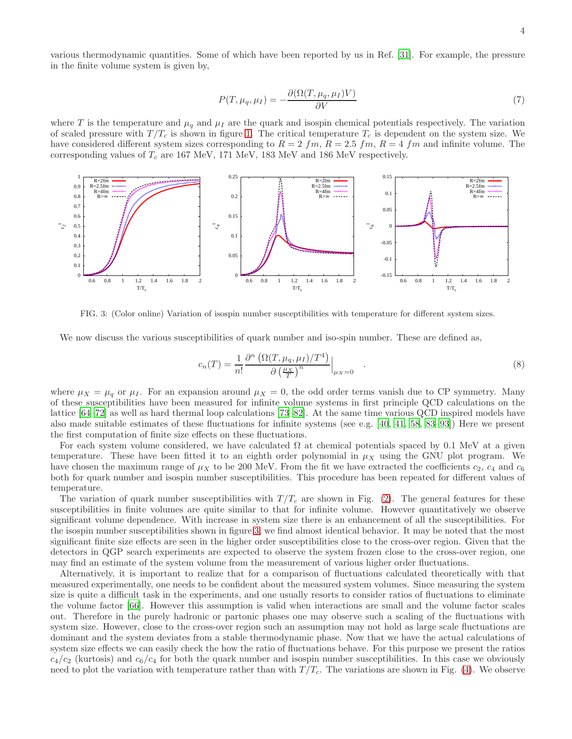various thermodynamic quantities. Some of which have been reported by us in Ref. [31]. For example, the pressure in the finite volume system is given by,

$$P(T, \mu_q, \mu_I) = -\frac{\partial(\Omega(T, \mu_q, \mu_I)V)}{\partial V} \tag{7}$$

where $T$ is the temperature and $\mu_q$ and $\mu_I$ are the quark and isospin chemical potentials respectively. The variation of scaled pressure with $T/T_c$ is shown in figure 1. The critical temperature $T_c$ is dependent on the system size. We have considered different system sizes corresponding to $R = 2\ fm$, $R = 2.5\ fm$, $R = 4\ fm$ and infinite volume. The corresponding values of $T_c$ are 167 MeV, 171 MeV, 183 MeV and 186 MeV respectively.

FIG. 3: (Color online) Variation of isospin number susceptibilities with temperature for different system sizes.

We now discuss the various susceptibilities of quark number and iso-spin number. These are defined as,

$$c_n(T) = \frac{1}{n!}\frac{\partial^n\left(\Omega(T, \mu_q, \mu_I)/T^4\right)}{\partial\left(\frac{\mu_X}{T}\right)^n}\Big|_{\mu_X=0} \quad . \tag{8}$$

where $\mu_X = \mu_q$ or $\mu_I$. For an expansion around $\mu_X = 0$, the odd order terms vanish due to CP symmetry. Many of these susceptibilities have been measured for infinite volume systems in first principle QCD calculations on the lattice [64–72] as well as hard thermal loop calculations [73–82]. At the same time various QCD inspired models have also made suitable estimates of these fluctuations for infinite systems (see e.g. [40, 41, 58, 83–93]) Here we present the first computation of finite size effects on these fluctuations.

For each system volume considered, we have calculated $\Omega$ at chemical potentials spaced by 0.1 MeV at a given temperature. These have been fitted it to an eighth order polynomial in $\mu_X$ using the GNU plot program. We have chosen the maximum range of $\mu_X$ to be 200 MeV. From the fit we have extracted the coefficients $c_2$, $c_4$ and $c_6$ both for quark number and isospin number susceptibilities. This procedure has been repeated for different values of temperature.

The variation of quark number susceptibilities with $T/T_c$ are shown in Fig. (2). The general features for these susceptibilities in finite volumes are quite similar to that for infinite volume. However quantitatively we observe significant volume dependence. With increase in system size there is an enhancement of all the susceptibilities. For the isospin number susceptibilities shown in figure 3, we find almost identical behavior. It may be noted that the most significant finite size effects are seen in the higher order susceptibilities close to the cross-over region. Given that the detectors in QGP search experiments are expected to observe the system frozen close to the cross-over region, one may find an estimate of the system volume from the measurement of various higher order fluctuations.

Alternatively, it is important to realize that for a comparison of fluctuations calculated theoretically with that measured experimentally, one needs to be confident about the measured system volumes. Since measuring the system size is quite a difficult task in the experiments, and one usually resorts to consider ratios of fluctuations to eliminate the volume factor [66]. However this assumption is valid when interactions are small and the volume factor scales out. Therefore in the purely hadronic or partonic phases one may observe such a scaling of the fluctuations with system size. However, close to the cross-over region such an assumption may not hold as large scale fluctuations are dominant and the system deviates from a stable thermodynamic phase. Now that we have the actual calculations of system size effects we can easily check the how the ratio of fluctuations behave. For this purpose we present the ratios $c_4/c_2$ (kurtosis) and $c_6/c_4$ for both the quark number and isospin number susceptibilities. In this case we obviously need to plot the variation with temperature rather than with $T/T_c$. The variations are shown in Fig. (4). We observe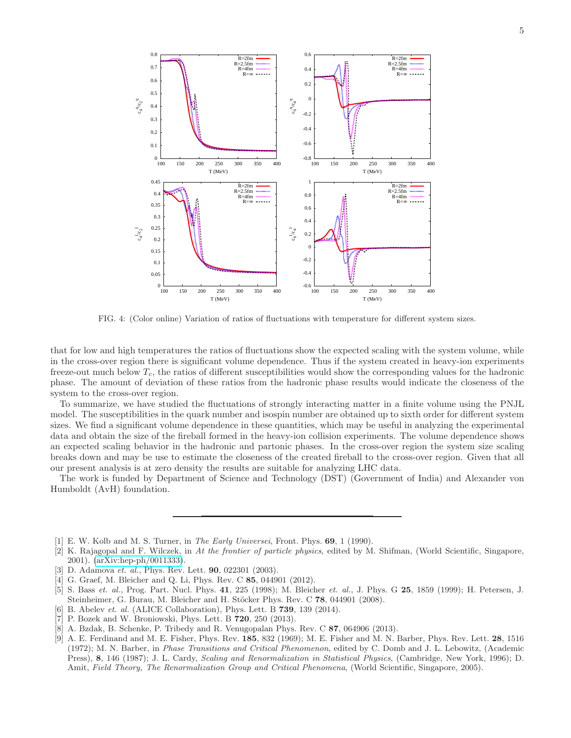FIG. 4: (Color online) Variation of ratios of fluctuations with temperature for different system sizes.

that for low and high temperatures the ratios of fluctuations show the expected scaling with the system volume, while in the cross-over region there is significant volume dependence. Thus if the system created in heavy-ion experiments freeze-out much below $T_c$, the ratios of different susceptibilities would show the corresponding values for the hadronic phase. The amount of deviation of these ratios from the hadronic phase results would indicate the closeness of the system to the cross-over region.

To summarize, we have studied the fluctuations of strongly interacting matter in a finite volume using the PNJL model. The susceptibilities in the quark number and isospin number are obtained up to sixth order for different system sizes. We find a significant volume dependence in these quantities, which may be useful in analyzing the experimental data and obtain the size of the fireball formed in the heavy-ion collision experiments. The volume dependence shows an expected scaling behavior in the hadronic and partonic phases. In the cross-over region the system size scaling breaks down and may be use to estimate the closeness of the created fireball to the cross-over region. Given that all our present analysis is at zero density the results are suitable for analyzing LHC data.

The work is funded by Department of Science and Technology (DST) (Government of India) and Alexander von Humboldt (AvH) foundation.

---

[1] E. W. Kolb and M. S. Turner, in *The Early Universei*, Front. Phys. **69**, 1 (1990).

[2] K. Rajagopal and F. Wilczek, in *At the frontier of particle physics*, edited by M. Shifman, (World Scientific, Singapore, 2001). (arXiv:hep-ph/0011333).

[3] D. Adamova *et. al.*, Phys. Rev. Lett. **90**, 022301 (2003).

[4] G. Graef, M. Bleicher and Q. Li, Phys. Rev. C **85**, 044901 (2012).

[5] S. Bass *et. al.*, Prog. Part. Nucl. Phys. **41**, 225 (1998); M. Bleicher *et. al.*, J. Phys. G **25**, 1859 (1999); H. Petersen, J. Steinheimer, G. Burau, M. Bleicher and H. Stöcker Phys. Rev. C **78**, 044901 (2008).

[6] B. Abelev *et. al.* (ALICE Collaboration), Phys. Lett. B **739**, 139 (2014).

[7] P. Bozek and W. Broniowski, Phys. Lett. B **720**, 250 (2013).

[8] A. Bzdak, B. Schenke, P. Tribedy and R. Venugopalan Phys. Rev. C **87**, 064906 (2013).

[9] A. E. Ferdinand and M. E. Fisher, Phys. Rev. **185**, 832 (1969); M. E. Fisher and M. N. Barber, Phys. Rev. Lett. **28**, 1516 (1972); M. N. Barber, in *Phase Transitions and Critical Phenomenon*, edited by C. Domb and J. L. Lebowitz, (Academic Press), **8**, 146 (1987); J. L. Cardy, *Scaling and Renormalization in Statistical Physics*, (Cambridge, New York, 1996); D. Amit, *Field Theory, The Renormalization Group and Critical Phenomena*, (World Scientific, Singapore, 2005).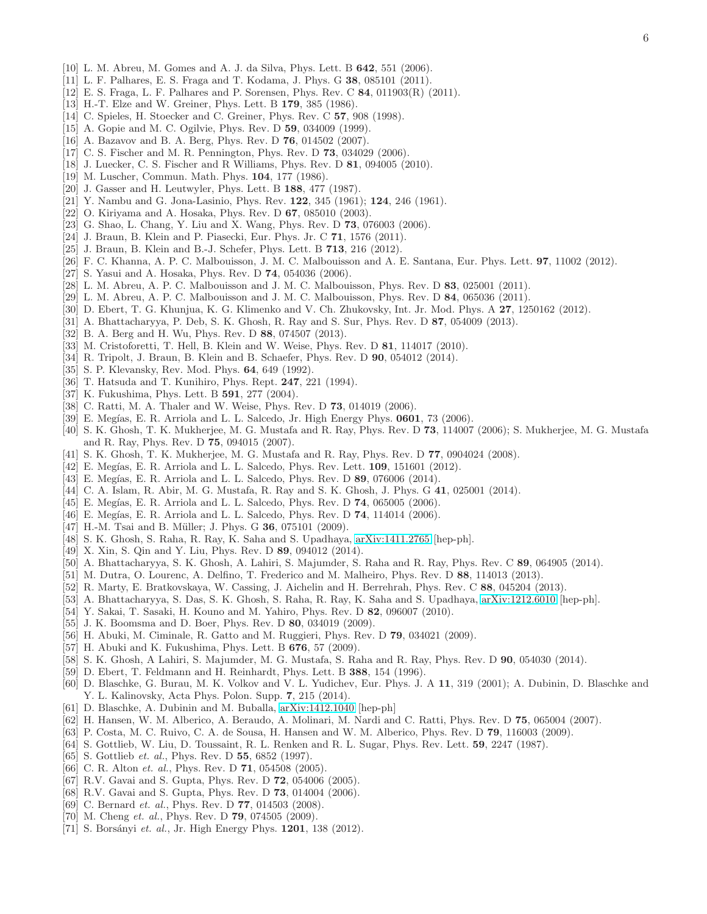[10] L. M. Abreu, M. Gomes and A. J. da Silva, Phys. Lett. B **642**, 551 (2006).
[11] L. F. Palhares, E. S. Fraga and T. Kodama, J. Phys. G **38**, 085101 (2011).
[12] E. S. Fraga, L. F. Palhares and P. Sorensen, Phys. Rev. C **84**, 011903(R) (2011).
[13] H.-T. Elze and W. Greiner, Phys. Lett. B **179**, 385 (1986).
[14] C. Spieles, H. Stoecker and C. Greiner, Phys. Rev. C **57**, 908 (1998).
[15] A. Gopie and M. C. Ogilvie, Phys. Rev. D **59**, 034009 (1999).
[16] A. Bazavov and B. A. Berg, Phys. Rev. D **76**, 014502 (2007).
[17] C. S. Fischer and M. R. Pennington, Phys. Rev. D **73**, 034029 (2006).
[18] J. Luecker, C. S. Fischer and R Williams, Phys. Rev. D **81**, 094005 (2010).
[19] M. Luscher, Commun. Math. Phys. **104**, 177 (1986).
[20] J. Gasser and H. Leutwyler, Phys. Lett. B **188**, 477 (1987).
[21] Y. Nambu and G. Jona-Lasinio, Phys. Rev. **122**, 345 (1961); **124**, 246 (1961).
[22] O. Kiriyama and A. Hosaka, Phys. Rev. D **67**, 085010 (2003).
[23] G. Shao, L. Chang, Y. Liu and X. Wang, Phys. Rev. D **73**, 076003 (2006).
[24] J. Braun, B. Klein and P. Piasecki, Eur. Phys. Jr. C **71**, 1576 (2011).
[25] J. Braun, B. Klein and B.-J. Schefer, Phys. Lett. B **713**, 216 (2012).
[26] F. C. Khanna, A. P. C. Malbouisson, J. M. C. Malbouisson and A. E. Santana, Eur. Phys. Lett. **97**, 11002 (2012).
[27] S. Yasui and A. Hosaka, Phys. Rev. D **74**, 054036 (2006).
[28] L. M. Abreu, A. P. C. Malbouisson and J. M. C. Malbouisson, Phys. Rev. D **83**, 025001 (2011).
[29] L. M. Abreu, A. P. C. Malbouisson and J. M. C. Malbouisson, Phys. Rev. D **84**, 065036 (2011).
[30] D. Ebert, T. G. Khunjua, K. G. Klimenko and V. Ch. Zhukovsky, Int. Jr. Mod. Phys. A **27**, 1250162 (2012).
[31] A. Bhattacharyya, P. Deb, S. K. Ghosh, R. Ray and S. Sur, Phys. Rev. D **87**, 054009 (2013).
[32] B. A. Berg and H. Wu, Phys. Rev. D **88**, 074507 (2013).
[33] M. Cristoforetti, T. Hell, B. Klein and W. Weise, Phys. Rev. D **81**, 114017 (2010).
[34] R. Tripolt, J. Braun, B. Klein and B. Schaefer, Phys. Rev. D **90**, 054012 (2014).
[35] S. P. Klevansky, Rev. Mod. Phys. **64**, 649 (1992).
[36] T. Hatsuda and T. Kunihiro, Phys. Rept. **247**, 221 (1994).
[37] K. Fukushima, Phys. Lett. B **591**, 277 (2004).
[38] C. Ratti, M. A. Thaler and W. Weise, Phys. Rev. D **73**, 014019 (2006).
[39] E. Megías, E. R. Arriola and L. L. Salcedo, Jr. High Energy Phys. **0601**, 73 (2006).
[40] S. K. Ghosh, T. K. Mukherjee, M. G. Mustafa and R. Ray, Phys. Rev. D **73**, 114007 (2006); S. Mukherjee, M. G. Mustafa and R. Ray, Phys. Rev. D **75**, 094015 (2007).
[41] S. K. Ghosh, T. K. Mukherjee, M. G. Mustafa and R. Ray, Phys. Rev. D **77**, 0904024 (2008).
[42] E. Megías, E. R. Arriola and L. L. Salcedo, Phys. Rev. Lett. **109**, 151601 (2012).
[43] E. Megías, E. R. Arriola and L. L. Salcedo, Phys. Rev. D **89**, 076006 (2014).
[44] C. A. Islam, R. Abir, M. G. Mustafa, R. Ray and S. K. Ghosh, J. Phys. G **41**, 025001 (2014).
[45] E. Megías, E. R. Arriola and L. L. Salcedo, Phys. Rev. D **74**, 065005 (2006).
[46] E. Megías, E. R. Arriola and L. L. Salcedo, Phys. Rev. D **74**, 114014 (2006).
[47] H.-M. Tsai and B. Müller; J. Phys. G **36**, 075101 (2009).
[48] S. K. Ghosh, S. Raha, R. Ray, K. Saha and S. Upadhaya, arXiv:1411.2765 [hep-ph].
[49] X. Xin, S. Qin and Y. Liu, Phys. Rev. D **89**, 094012 (2014).
[50] A. Bhattacharyya, S. K. Ghosh, A. Lahiri, S. Majumder, S. Raha and R. Ray, Phys. Rev. C **89**, 064905 (2014).
[51] M. Dutra, O. Lourenc, A. Delfino, T. Frederico and M. Malheiro, Phys. Rev. D **88**, 114013 (2013).
[52] R. Marty, E. Bratkovskaya, W. Cassing, J. Aichelin and H. Berrehrah, Phys. Rev. C **88**, 045204 (2013).
[53] A. Bhattacharyya, S. Das, S. K. Ghosh, S. Raha, R. Ray, K. Saha and S. Upadhaya, arXiv:1212.6010 [hep-ph].
[54] Y. Sakai, T. Sasaki, H. Kouno and M. Yahiro, Phys. Rev. D **82**, 096007 (2010).
[55] J. K. Boomsma and D. Boer, Phys. Rev. D **80**, 034019 (2009).
[56] H. Abuki, M. Ciminale, R. Gatto and M. Ruggieri, Phys. Rev. D **79**, 034021 (2009).
[57] H. Abuki and K. Fukushima, Phys. Lett. B **676**, 57 (2009).
[58] S. K. Ghosh, A Lahiri, S. Majumder, M. G. Mustafa, S. Raha and R. Ray, Phys. Rev. D **90**, 054030 (2014).
[59] D. Ebert, T. Feldmann and H. Reinhardt, Phys. Lett. B **388**, 154 (1996).
[60] D. Blaschke, G. Burau, M. K. Volkov and V. L. Yudichev, Eur. Phys. J. A **11**, 319 (2001); A. Dubinin, D. Blaschke and Y. L. Kalinovsky, Acta Phys. Polon. Supp. **7**, 215 (2014).
[61] D. Blaschke, A. Dubinin and M. Buballa, arXiv:1412.1040 [hep-ph]
[62] H. Hansen, W. M. Alberico, A. Beraudo, A. Molinari, M. Nardi and C. Ratti, Phys. Rev. D **75**, 065004 (2007).
[63] P. Costa, M. C. Ruivo, C. A. de Sousa, H. Hansen and W. M. Alberico, Phys. Rev. D **79**, 116003 (2009).
[64] S. Gottlieb, W. Liu, D. Toussaint, R. L. Renken and R. L. Sugar, Phys. Rev. Lett. **59**, 2247 (1987).
[65] S. Gottlieb *et. al.*, Phys. Rev. D **55**, 6852 (1997).
[66] C. R. Alton *et. al.*, Phys. Rev. D **71**, 054508 (2005).
[67] R.V. Gavai and S. Gupta, Phys. Rev. D **72**, 054006 (2005).
[68] R.V. Gavai and S. Gupta, Phys. Rev. D **73**, 014004 (2006).
[69] C. Bernard *et. al.*, Phys. Rev. D **77**, 014503 (2008).
[70] M. Cheng *et. al.*, Phys. Rev. D **79**, 074505 (2009).
[71] S. Borsányi *et. al.*, Jr. High Energy Phys. **1201**, 138 (2012).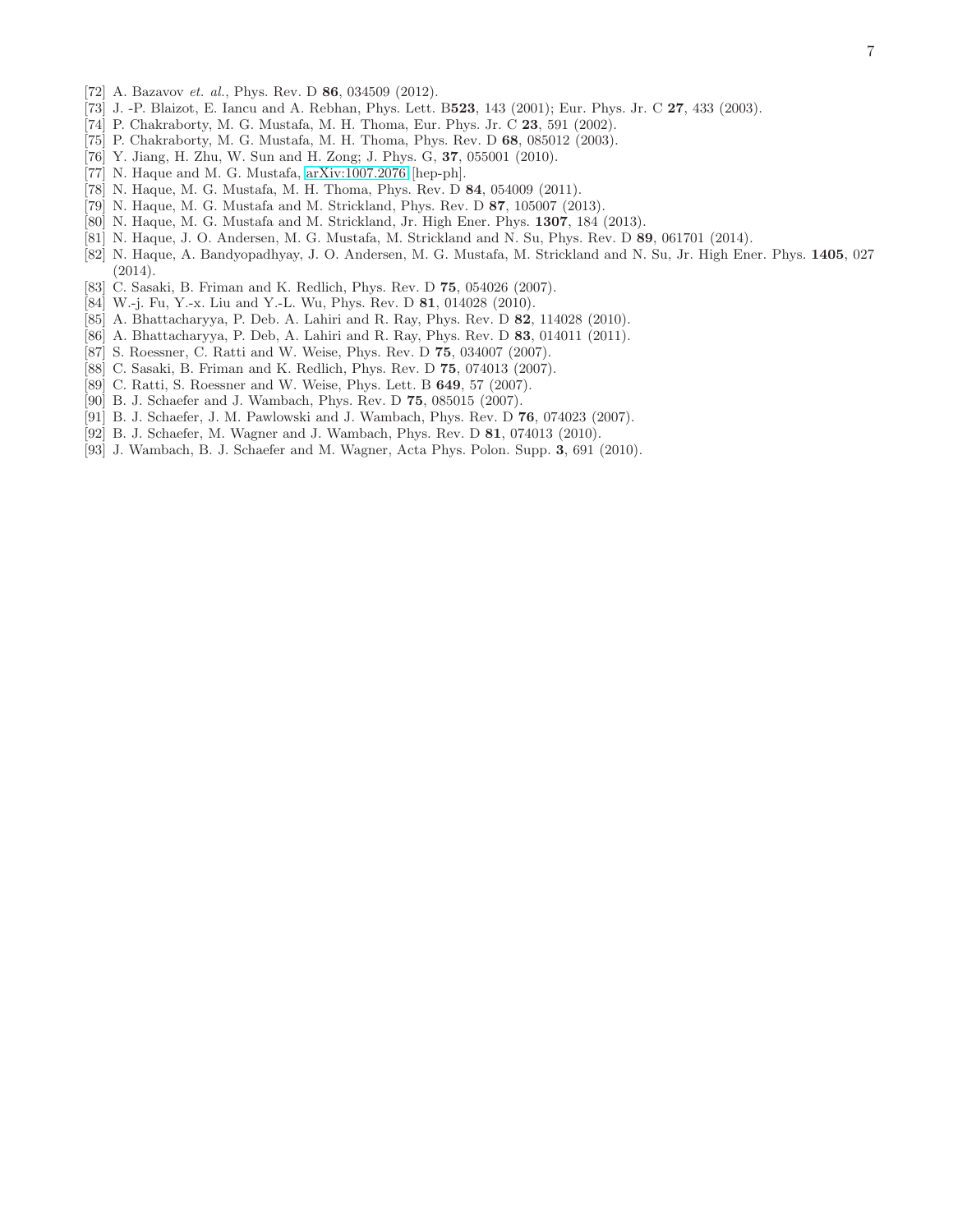[72] A. Bazavov *et. al.*, Phys. Rev. D **86**, 034509 (2012).
[73] J. -P. Blaizot, E. Iancu and A. Rebhan, Phys. Lett. B**523**, 143 (2001); Eur. Phys. Jr. C **27**, 433 (2003).
[74] P. Chakraborty, M. G. Mustafa, M. H. Thoma, Eur. Phys. Jr. C **23**, 591 (2002).
[75] P. Chakraborty, M. G. Mustafa, M. H. Thoma, Phys. Rev. D **68**, 085012 (2003).
[76] Y. Jiang, H. Zhu, W. Sun and H. Zong; J. Phys. G, **37**, 055001 (2010).
[77] N. Haque and M. G. Mustafa, arXiv:1007.2076 [hep-ph].
[78] N. Haque, M. G. Mustafa, M. H. Thoma, Phys. Rev. D **84**, 054009 (2011).
[79] N. Haque, M. G. Mustafa and M. Strickland, Phys. Rev. D **87**, 105007 (2013).
[80] N. Haque, M. G. Mustafa and M. Strickland, Jr. High Ener. Phys. **1307**, 184 (2013).
[81] N. Haque, J. O. Andersen, M. G. Mustafa, M. Strickland and N. Su, Phys. Rev. D **89**, 061701 (2014).
[82] N. Haque, A. Bandyopadhyay, J. O. Andersen, M. G. Mustafa, M. Strickland and N. Su, Jr. High Ener. Phys. **1405**, 027 (2014).
[83] C. Sasaki, B. Friman and K. Redlich, Phys. Rev. D **75**, 054026 (2007).
[84] W.-j. Fu, Y.-x. Liu and Y.-L. Wu, Phys. Rev. D **81**, 014028 (2010).
[85] A. Bhattacharyya, P. Deb. A. Lahiri and R. Ray, Phys. Rev. D **82**, 114028 (2010).
[86] A. Bhattacharyya, P. Deb, A. Lahiri and R. Ray, Phys. Rev. D **83**, 014011 (2011).
[87] S. Roessner, C. Ratti and W. Weise, Phys. Rev. D **75**, 034007 (2007).
[88] C. Sasaki, B. Friman and K. Redlich, Phys. Rev. D **75**, 074013 (2007).
[89] C. Ratti, S. Roessner and W. Weise, Phys. Lett. B **649**, 57 (2007).
[90] B. J. Schaefer and J. Wambach, Phys. Rev. D **75**, 085015 (2007).
[91] B. J. Schaefer, J. M. Pawlowski and J. Wambach, Phys. Rev. D **76**, 074023 (2007).
[92] B. J. Schaefer, M. Wagner and J. Wambach, Phys. Rev. D **81**, 074013 (2010).
[93] J. Wambach, B. J. Schaefer and M. Wagner, Acta Phys. Polon. Supp. **3**, 691 (2010).